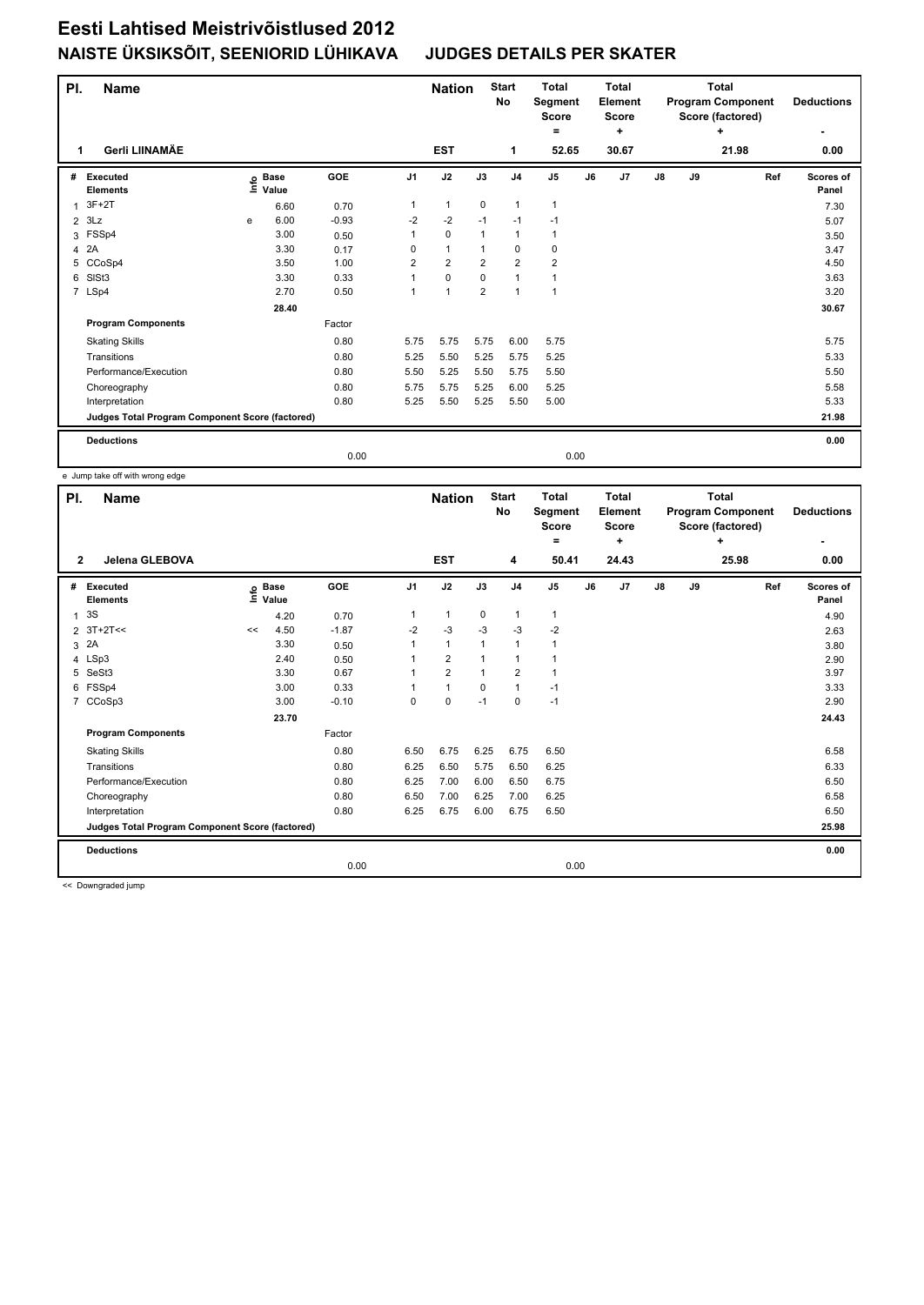# Eesti Lahtised Meistrivõistlused 2012

## NAISTE ÜKSIKSÕIT, SEENIORID LÜHIKAVA JUDGES DETAILS PER SKATER

| Pl. | Name | Nation | Start No | Total Segment Score = | Total Element Score + | Total Program Component Score (factored) + | Deductions - |
|---|---|---|---|---|---|---|---|
| 1 | Gerli LIINAMÄE | EST | 1 | 52.65 | 30.67 | 21.98 | 0.00 |

| # | Executed Elements | Info | Base Value | GOE | J1 | J2 | J3 | J4 | J5 | J6 | J7 | J8 | J9 | Ref | Scores of Panel |
|---|---|---|---|---|---|---|---|---|---|---|---|---|---|---|---|
| 1 | 3F+2T | | 6.60 | 0.70 | 1 | 1 | 0 | 1 | 1 | | | | | | 7.30 |
| 2 | 3Lz | e | 6.00 | -0.93 | -2 | -2 | -1 | -1 | -1 | | | | | | 5.07 |
| 3 | FSSp4 | | 3.00 | 0.50 | 1 | 0 | 1 | 1 | 1 | | | | | | 3.50 |
| 4 | 2A | | 3.30 | 0.17 | 0 | 1 | 1 | 0 | 0 | | | | | | 3.47 |
| 5 | CCoSp4 | | 3.50 | 1.00 | 2 | 2 | 2 | 2 | 2 | | | | | | 4.50 |
| 6 | SlSt3 | | 3.30 | 0.33 | 1 | 0 | 0 | 1 | 1 | | | | | | 3.63 |
| 7 | LSp4 | | 2.70 | 0.50 | 1 | 1 | 2 | 1 | 1 | | | | | | 3.20 |
| | | | 28.40 | | | | | | | | | | | | 30.67 |
| | **Program Components** | | | Factor | | | | | | | | | | | |
| | Skating Skills | | | 0.80 | 5.75 | 5.75 | 5.75 | 6.00 | 5.75 | | | | | | 5.75 |
| | Transitions | | | 0.80 | 5.25 | 5.50 | 5.25 | 5.75 | 5.25 | | | | | | 5.33 |
| | Performance/Execution | | | 0.80 | 5.50 | 5.25 | 5.50 | 5.75 | 5.50 | | | | | | 5.50 |
| | Choreography | | | 0.80 | 5.75 | 5.75 | 5.25 | 6.00 | 5.25 | | | | | | 5.58 |
| | Interpretation | | | 0.80 | 5.25 | 5.50 | 5.25 | 5.50 | 5.00 | | | | | | 5.33 |
| | **Judges Total Program Component Score (factored)** | | | | | | | | | | | | | | 21.98 |
| | **Deductions** | | | | | | | | | | | | | | 0.00 |
| | | | | 0.00 | | | | | 0.00 | | | | | | |

e Jump take off with wrong edge

| Pl. | Name | Nation | Start No | Total Segment Score = | Total Element Score + | Total Program Component Score (factored) + | Deductions - |
|---|---|---|---|---|---|---|---|
| 2 | Jelena GLEBOVA | EST | 4 | 50.41 | 24.43 | 25.98 | 0.00 |

| # | Executed Elements | Info | Base Value | GOE | J1 | J2 | J3 | J4 | J5 | J6 | J7 | J8 | J9 | Ref | Scores of Panel |
|---|---|---|---|---|---|---|---|---|---|---|---|---|---|---|---|
| 1 | 3S | | 4.20 | 0.70 | 1 | 1 | 0 | 1 | 1 | | | | | | 4.90 |
| 2 | 3T+2T<< | << | 4.50 | -1.87 | -2 | -3 | -3 | -3 | -2 | | | | | | 2.63 |
| 3 | 2A | | 3.30 | 0.50 | 1 | 1 | 1 | 1 | 1 | | | | | | 3.80 |
| 4 | LSp3 | | 2.40 | 0.50 | 1 | 2 | 1 | 1 | 1 | | | | | | 2.90 |
| 5 | SeSt3 | | 3.30 | 0.67 | 1 | 2 | 1 | 2 | 1 | | | | | | 3.97 |
| 6 | FSSp4 | | 3.00 | 0.33 | 1 | 1 | 0 | 1 | -1 | | | | | | 3.33 |
| 7 | CCoSp3 | | 3.00 | -0.10 | 0 | 0 | -1 | 0 | -1 | | | | | | 2.90 |
| | | | 23.70 | | | | | | | | | | | | 24.43 |
| | **Program Components** | | | Factor | | | | | | | | | | | |
| | Skating Skills | | | 0.80 | 6.50 | 6.75 | 6.25 | 6.75 | 6.50 | | | | | | 6.58 |
| | Transitions | | | 0.80 | 6.25 | 6.50 | 5.75 | 6.50 | 6.25 | | | | | | 6.33 |
| | Performance/Execution | | | 0.80 | 6.25 | 7.00 | 6.00 | 6.50 | 6.75 | | | | | | 6.50 |
| | Choreography | | | 0.80 | 6.50 | 7.00 | 6.25 | 7.00 | 6.25 | | | | | | 6.58 |
| | Interpretation | | | 0.80 | 6.25 | 6.75 | 6.00 | 6.75 | 6.50 | | | | | | 6.50 |
| | **Judges Total Program Component Score (factored)** | | | | | | | | | | | | | | 25.98 |
| | **Deductions** | | | | | | | | | | | | | | 0.00 |
| | | | | 0.00 | | | | | 0.00 | | | | | | |

<< Downgraded jump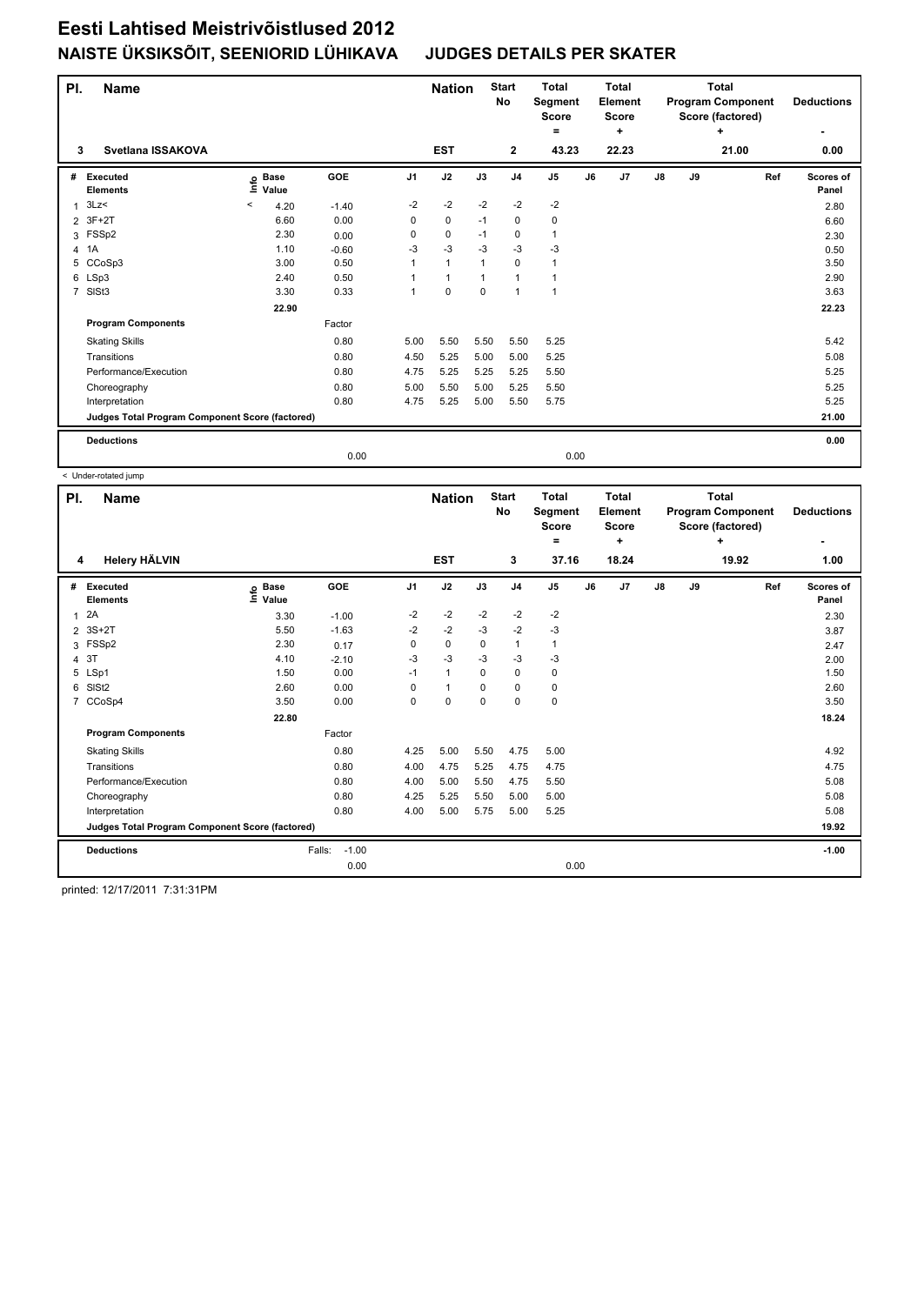# Eesti Lahtised Meistrivõistlused 2012

## NAISTE ÜKSIKSÕIT, SEENIORID LÜHIKAVA JUDGES DETAILS PER SKATER

| Pl. | Name | Nation | Start No | Total Segment Score = | Total Element Score + | Total Program Component Score (factored) + | Deductions - |
|---|---|---|---|---|---|---|---|
| 3 | Svetlana ISSAKOVA | EST | 2 | 43.23 | 22.23 | 21.00 | 0.00 |

| # | Executed Elements | Info | Base Value | GOE | J1 | J2 | J3 | J4 | J5 | J6 | J7 | J8 | J9 | Ref | Scores of Panel |
|---|---|---|---|---|---|---|---|---|---|---|---|---|---|---|---|
| 1 | 3Lz< | < | 4.20 | -1.40 | -2 | -2 | -2 | -2 | -2 | | | | | | 2.80 |
| 2 | 3F+2T | | 6.60 | 0.00 | 0 | 0 | -1 | 0 | 0 | | | | | | 6.60 |
| 3 | FSSp2 | | 2.30 | 0.00 | 0 | 0 | -1 | 0 | 1 | | | | | | 2.30 |
| 4 | 1A | | 1.10 | -0.60 | -3 | -3 | -3 | -3 | -3 | | | | | | 0.50 |
| 5 | CCoSp3 | | 3.00 | 0.50 | 1 | 1 | 1 | 0 | 1 | | | | | | 3.50 |
| 6 | LSp3 | | 2.40 | 0.50 | 1 | 1 | 1 | 1 | 1 | | | | | | 2.90 |
| 7 | SlSt3 | | 3.30 | 0.33 | 1 | 0 | 0 | 1 | 1 | | | | | | 3.63 |
| | | | 22.90 | | | | | | | | | | | | 22.23 |

| Program Components | Factor | J1 | J2 | J3 | J4 | J5 | J6 | J7 | J8 | J9 | Scores of Panel |
|---|---|---|---|---|---|---|---|---|---|---|---|
| Skating Skills | 0.80 | 5.00 | 5.50 | 5.50 | 5.50 | 5.25 | | | | | 5.42 |
| Transitions | 0.80 | 4.50 | 5.25 | 5.00 | 5.00 | 5.25 | | | | | 5.08 |
| Performance/Execution | 0.80 | 4.75 | 5.25 | 5.25 | 5.25 | 5.50 | | | | | 5.25 |
| Choreography | 0.80 | 5.00 | 5.50 | 5.00 | 5.25 | 5.50 | | | | | 5.25 |
| Interpretation | 0.80 | 4.75 | 5.25 | 5.00 | 5.50 | 5.75 | | | | | 5.25 |
| Judges Total Program Component Score (factored) | | | | | | | | | | | 21.00 |

| Deductions | | | |
|---|---|---|---|
| | 0.00 | 0.00 | 0.00 |

< Under-rotated jump

| Pl. | Name | Nation | Start No | Total Segment Score = | Total Element Score + | Total Program Component Score (factored) + | Deductions - |
|---|---|---|---|---|---|---|---|
| 4 | Helery HÄLVIN | EST | 3 | 37.16 | 18.24 | 19.92 | 1.00 |

| # | Executed Elements | Info | Base Value | GOE | J1 | J2 | J3 | J4 | J5 | J6 | J7 | J8 | J9 | Ref | Scores of Panel |
|---|---|---|---|---|---|---|---|---|---|---|---|---|---|---|---|
| 1 | 2A | | 3.30 | -1.00 | -2 | -2 | -2 | -2 | -2 | | | | | | 2.30 |
| 2 | 3S+2T | | 5.50 | -1.63 | -2 | -2 | -3 | -2 | -3 | | | | | | 3.87 |
| 3 | FSSp2 | | 2.30 | 0.17 | 0 | 0 | 0 | 1 | 1 | | | | | | 2.47 |
| 4 | 3T | | 4.10 | -2.10 | -3 | -3 | -3 | -3 | -3 | | | | | | 2.00 |
| 5 | LSp1 | | 1.50 | 0.00 | -1 | 1 | 0 | 0 | 0 | | | | | | 1.50 |
| 6 | SlSt2 | | 2.60 | 0.00 | 0 | 1 | 0 | 0 | 0 | | | | | | 2.60 |
| 7 | CCoSp4 | | 3.50 | 0.00 | 0 | 0 | 0 | 0 | 0 | | | | | | 3.50 |
| | | | 22.80 | | | | | | | | | | | | 18.24 |

| Program Components | Factor | J1 | J2 | J3 | J4 | J5 | J6 | J7 | J8 | J9 | Scores of Panel |
|---|---|---|---|---|---|---|---|---|---|---|---|
| Skating Skills | 0.80 | 4.25 | 5.00 | 5.50 | 4.75 | 5.00 | | | | | 4.92 |
| Transitions | 0.80 | 4.00 | 4.75 | 5.25 | 4.75 | 4.75 | | | | | 4.75 |
| Performance/Execution | 0.80 | 4.00 | 5.00 | 5.50 | 4.75 | 5.50 | | | | | 5.08 |
| Choreography | 0.80 | 4.25 | 5.25 | 5.50 | 5.00 | 5.00 | | | | | 5.08 |
| Interpretation | 0.80 | 4.00 | 5.00 | 5.75 | 5.00 | 5.25 | | | | | 5.08 |
| Judges Total Program Component Score (factored) | | | | | | | | | | | 19.92 |

| Deductions | | | |
|---|---|---|---|
| | Falls: -1.00 | | -1.00 |
| | 0.00 | 0.00 | |

printed: 12/17/2011 7:31:31PM